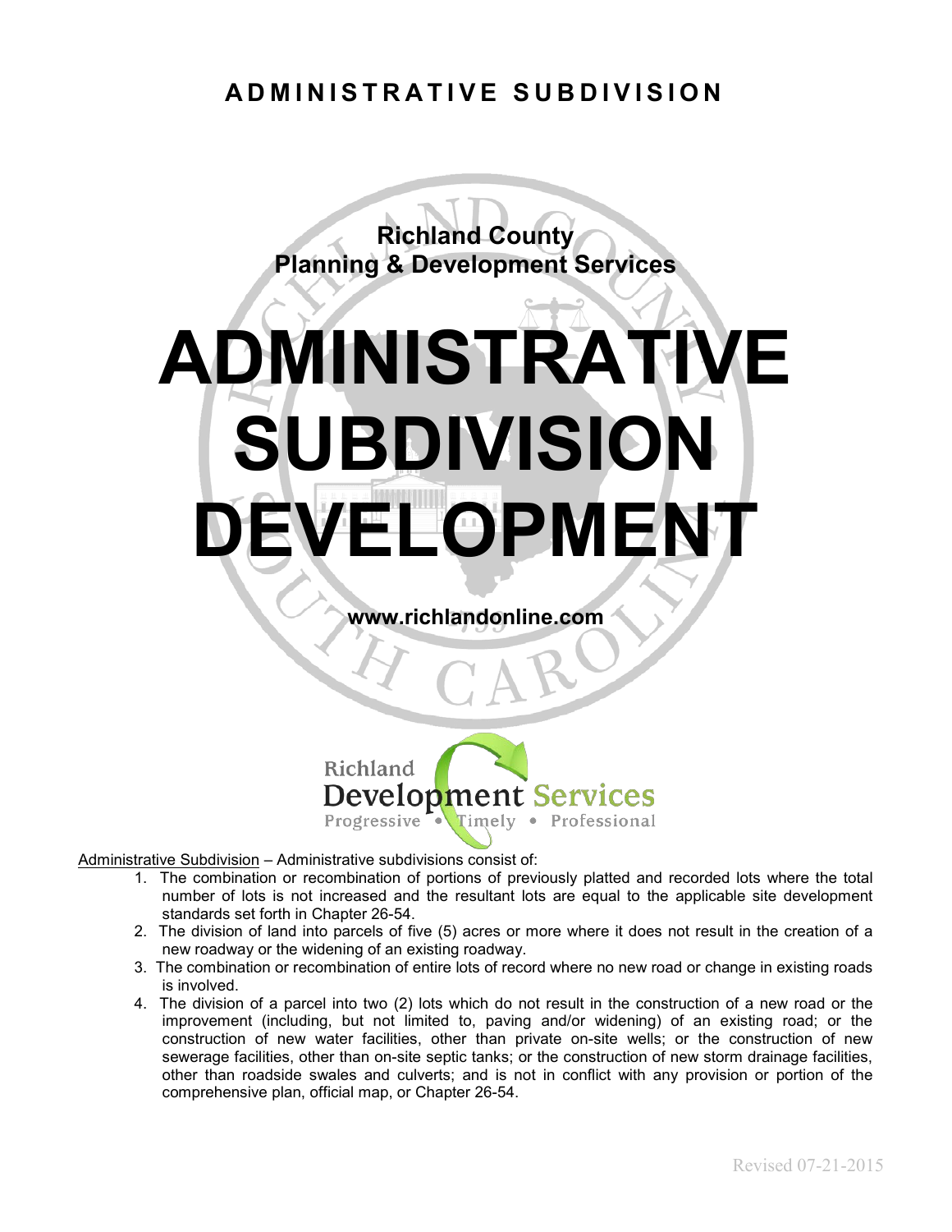# ADMINISTRATIVE SUBDIVISION

**Richland County**
**Planning & Development Services**

# ADMINISTRATIVE SUBDIVISION DEVELOPMENT

**www.richlandonline.com**

Richland Development Services
Progressive • Timely • Professional

Administrative Subdivision – Administrative subdivisions consist of:

1. The combination or recombination of portions of previously platted and recorded lots where the total number of lots is not increased and the resultant lots are equal to the applicable site development standards set forth in Chapter 26-54.
2. The division of land into parcels of five (5) acres or more where it does not result in the creation of a new roadway or the widening of an existing roadway.
3. The combination or recombination of entire lots of record where no new road or change in existing roads is involved.
4. The division of a parcel into two (2) lots which do not result in the construction of a new road or the improvement (including, but not limited to, paving and/or widening) of an existing road; or the construction of new water facilities, other than private on-site wells; or the construction of new sewerage facilities, other than on-site septic tanks; or the construction of new storm drainage facilities, other than roadside swales and culverts; and is not in conflict with any provision or portion of the comprehensive plan, official map, or Chapter 26-54.

Revised 07-21-2015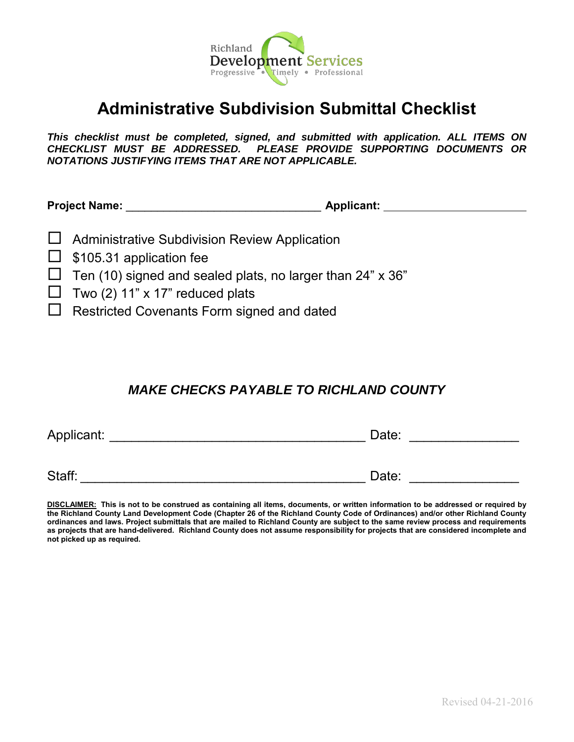Richland Development Services
Progressive • Timely • Professional

# Administrative Subdivision Submittal Checklist

***This checklist must be completed, signed, and submitted with application. ALL ITEMS ON CHECKLIST MUST BE ADDRESSED. PLEASE PROVIDE SUPPORTING DOCUMENTS OR NOTATIONS JUSTIFYING ITEMS THAT ARE NOT APPLICABLE.***

**Project Name:** ______________________________ **Applicant:** ______________________

- ☐ Administrative Subdivision Review Application
- ☐ $105.31 application fee
- ☐ Ten (10) signed and sealed plats, no larger than 24" x 36"
- ☐ Two (2) 11" x 17" reduced plats
- ☐ Restricted Covenants Form signed and dated

## *MAKE CHECKS PAYABLE TO RICHLAND COUNTY*

Applicant: __________________________________ Date: ______________

Staff: ______________________________________ Date: ______________

**DISCLAIMER: This is not to be construed as containing all items, documents, or written information to be addressed or required by the Richland County Land Development Code (Chapter 26 of the Richland County Code of Ordinances) and/or other Richland County ordinances and laws. Project submittals that are mailed to Richland County are subject to the same review process and requirements as projects that are hand-delivered. Richland County does not assume responsibility for projects that are considered incomplete and not picked up as required.**

Revised 04-21-2016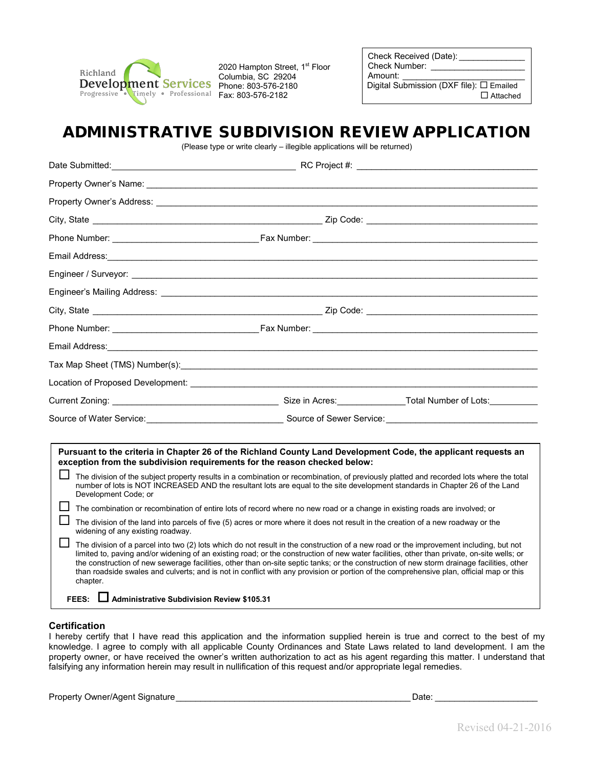Richland Development Services
Progressive • Timely • Professional

2020 Hampton Street, 1st Floor
Columbia, SC 29204
Phone: 803-576-2180
Fax: 803-576-2182

Check Received (Date): ______________
Check Number: ____________________
Amount: __________________________
Digital Submission (DXF file): ☐ Emailed
☐ Attached

# ADMINISTRATIVE SUBDIVISION REVIEW APPLICATION

(Please type or write clearly – illegible applications will be returned)

Date Submitted: ______________________________ RC Project #: ______________________________

Property Owner's Name: ____________________________________________________________

Property Owner's Address: __________________________________________________________

City, State ______________________________________ Zip Code: __________________________

Phone Number: ________________________ Fax Number: ______________________________

Email Address: ______________________________________________________________________

Engineer / Surveyor: _________________________________________________________________

Engineer's Mailing Address: ___________________________________________________________

City, State ______________________________________ Zip Code: __________________________

Phone Number: ________________________ Fax Number: ______________________________

Email Address: ______________________________________________________________________

Tax Map Sheet (TMS) Number(s): ______________________________________________________

Location of Proposed Development: ____________________________________________________

Current Zoning: ____________________________ Size in Acres: ____________ Total Number of Lots: __________

Source of Water Service: ______________________ Source of Sewer Service: __________________________

**Pursuant to the criteria in Chapter 26 of the Richland County Land Development Code, the applicant requests an exception from the subdivision requirements for the reason checked below:**

☐ The division of the subject property results in a combination or recombination, of previously platted and recorded lots where the total number of lots is NOT INCREASED AND the resultant lots are equal to the site development standards in Chapter 26 of the Land Development Code; or

☐ The combination or recombination of entire lots of record where no new road or a change in existing roads are involved; or

☐ The division of the land into parcels of five (5) acres or more where it does not result in the creation of a new roadway or the widening of any existing roadway.

☐ The division of a parcel into two (2) lots which do not result in the construction of a new road or the improvement including, but not limited to, paving and/or widening of an existing road; or the construction of new water facilities, other than private, on-site wells; or the construction of new sewerage facilities, other than on-site septic tanks; or the construction of new storm drainage facilities, other than roadside swales and culverts; and is not in conflict with any provision or portion of the comprehensive plan, official map or this chapter.

**FEES:** ☐ **Administrative Subdivision Review $105.31**

## Certification

I hereby certify that I have read this application and the information supplied herein is true and correct to the best of my knowledge. I agree to comply with all applicable County Ordinances and State Laws related to land development. I am the property owner, or have received the owner's written authorization to act as his agent regarding this matter. I understand that falsifying any information herein may result in nullification of this request and/or appropriate legal remedies.

Property Owner/Agent Signature ____________________________________________ Date: ____________________

Revised 04-21-2016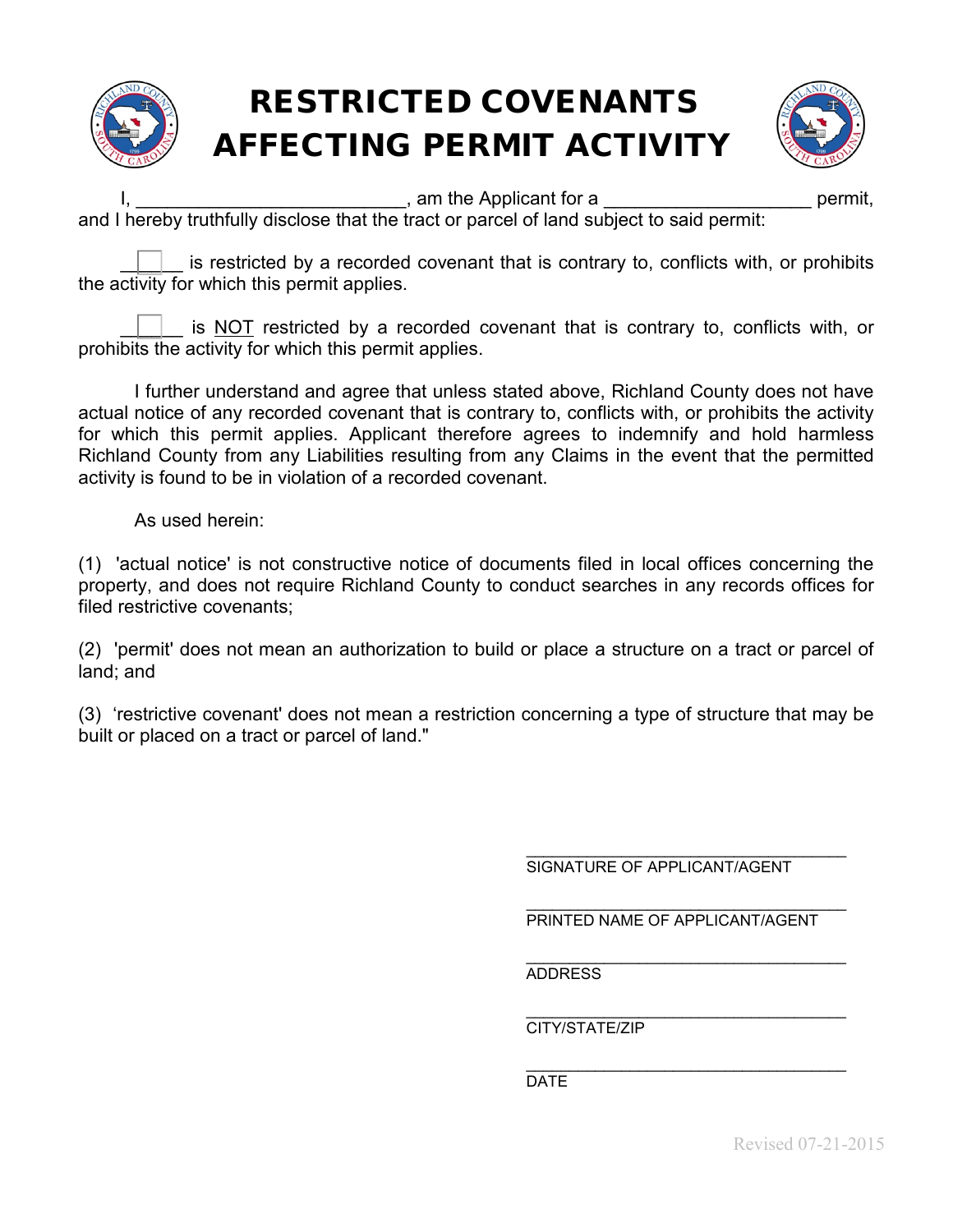# RESTRICTED COVENANTS AFFECTING PERMIT ACTIVITY

I, __________________________, am the Applicant for a ____________________ permit, and I hereby truthfully disclose that the tract or parcel of land subject to said permit:

______ is restricted by a recorded covenant that is contrary to, conflicts with, or prohibits the activity for which this permit applies.

______ is NOT restricted by a recorded covenant that is contrary to, conflicts with, or prohibits the activity for which this permit applies.

I further understand and agree that unless stated above, Richland County does not have actual notice of any recorded covenant that is contrary to, conflicts with, or prohibits the activity for which this permit applies. Applicant therefore agrees to indemnify and hold harmless Richland County from any Liabilities resulting from any Claims in the event that the permitted activity is found to be in violation of a recorded covenant.

As used herein:

(1) 'actual notice' is not constructive notice of documents filed in local offices concerning the property, and does not require Richland County to conduct searches in any records offices for filed restrictive covenants;

(2) 'permit' does not mean an authorization to build or place a structure on a tract or parcel of land; and

(3) 'restrictive covenant' does not mean a restriction concerning a type of structure that may be built or placed on a tract or parcel of land."

____________________________________
SIGNATURE OF APPLICANT/AGENT

____________________________________
PRINTED NAME OF APPLICANT/AGENT

____________________________________
ADDRESS

____________________________________
CITY/STATE/ZIP

____________________________________
DATE

Revised 07-21-2015